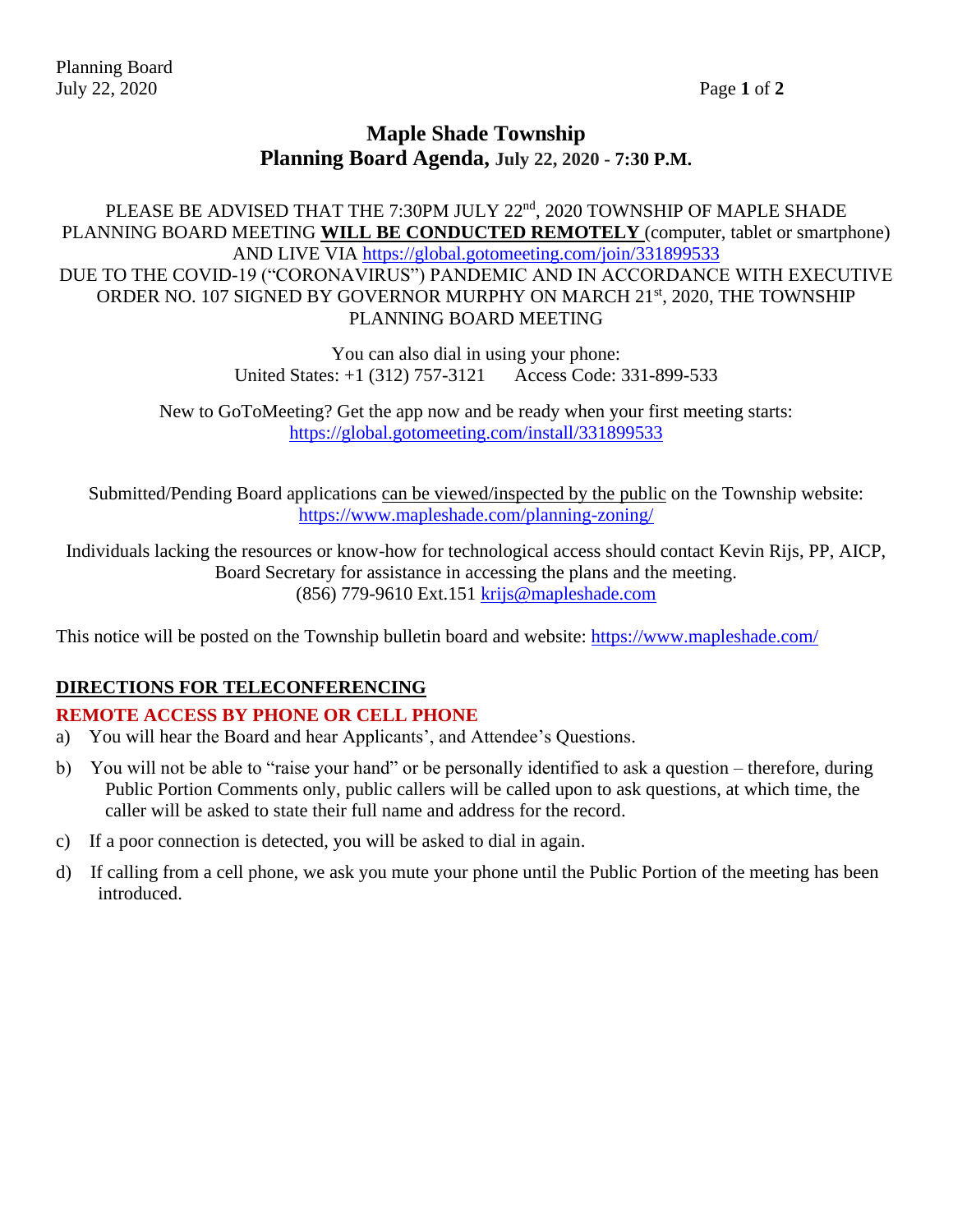# Maple Shade Township
## Planning Board Agenda, July 22, 2020 - 7:30 P.M.

PLEASE BE ADVISED THAT THE 7:30PM JULY 22nd, 2020 TOWNSHIP OF MAPLE SHADE PLANNING BOARD MEETING **WILL BE CONDUCTED REMOTELY** (computer, tablet or smartphone) AND LIVE VIA https://global.gotomeeting.com/join/331899533 DUE TO THE COVID-19 ("CORONAVIRUS") PANDEMIC AND IN ACCORDANCE WITH EXECUTIVE ORDER NO. 107 SIGNED BY GOVERNOR MURPHY ON MARCH 21st, 2020, THE TOWNSHIP PLANNING BOARD MEETING

You can also dial in using your phone:
United States: +1 (312) 757-3121 Access Code: 331-899-533

New to GoToMeeting? Get the app now and be ready when your first meeting starts:
https://global.gotomeeting.com/install/331899533

Submitted/Pending Board applications can be viewed/inspected by the public on the Township website:
https://www.mapleshade.com/planning-zoning/

Individuals lacking the resources or know-how for technological access should contact Kevin Rijs, PP, AICP, Board Secretary for assistance in accessing the plans and the meeting.
(856) 779-9610 Ext.151 krijs@mapleshade.com

This notice will be posted on the Township bulletin board and website: https://www.mapleshade.com/

## DIRECTIONS FOR TELECONFERENCING

### REMOTE ACCESS BY PHONE OR CELL PHONE

a) You will hear the Board and hear Applicants', and Attendee's Questions.

b) You will not be able to "raise your hand" or be personally identified to ask a question – therefore, during Public Portion Comments only, public callers will be called upon to ask questions, at which time, the caller will be asked to state their full name and address for the record.

c) If a poor connection is detected, you will be asked to dial in again.

d) If calling from a cell phone, we ask you mute your phone until the Public Portion of the meeting has been introduced.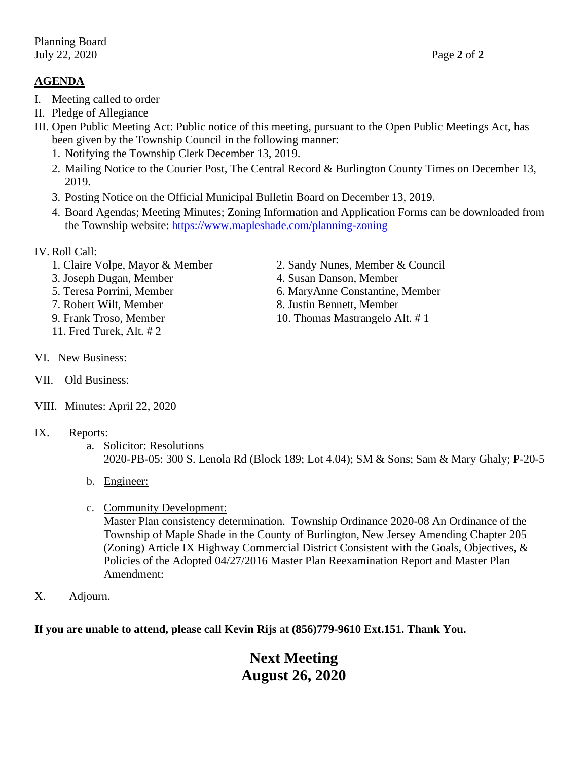## AGENDA

I. Meeting called to order

II. Pledge of Allegiance

III. Open Public Meeting Act: Public notice of this meeting, pursuant to the Open Public Meetings Act, has been given by the Township Council in the following manner:

1. Notifying the Township Clerk December 13, 2019.
2. Mailing Notice to the Courier Post, The Central Record & Burlington County Times on December 13, 2019.
3. Posting Notice on the Official Municipal Bulletin Board on December 13, 2019.
4. Board Agendas; Meeting Minutes; Zoning Information and Application Forms can be downloaded from the Township website: https://www.mapleshade.com/planning-zoning

IV. Roll Call:

1. Claire Volpe, Mayor & Member
2. Sandy Nunes, Member & Council
3. Joseph Dugan, Member
4. Susan Danson, Member
5. Teresa Porrini, Member
6. MaryAnne Constantine, Member
7. Robert Wilt, Member
8. Justin Bennett, Member
9. Frank Troso, Member
10. Thomas Mastrangelo Alt. # 1
11. Fred Turek, Alt. # 2

VI. New Business:

VII. Old Business:

VIII. Minutes: April 22, 2020

IX. Reports:

a. Solicitor: Resolutions
   2020-PB-05: 300 S. Lenola Rd (Block 189; Lot 4.04); SM & Sons; Sam & Mary Ghaly; P-20-5

b. Engineer:

c. Community Development:
   Master Plan consistency determination. Township Ordinance 2020-08 An Ordinance of the Township of Maple Shade in the County of Burlington, New Jersey Amending Chapter 205 (Zoning) Article IX Highway Commercial District Consistent with the Goals, Objectives, & Policies of the Adopted 04/27/2016 Master Plan Reexamination Report and Master Plan Amendment:

X. Adjourn.

**If you are unable to attend, please call Kevin Rijs at (856)779-9610 Ext.151. Thank You.**

## Next Meeting
## August 26, 2020